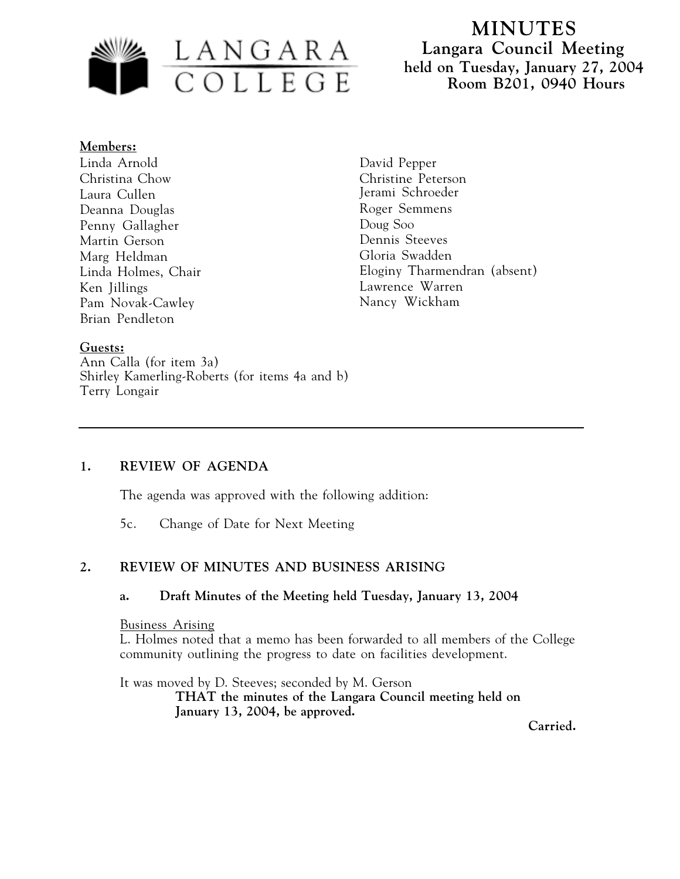# MINUTES

## Langara Council Meeting
**held on Tuesday, January 27, 2004**
**Room B201, 0940 Hours**

**Members:**

Linda Arnold
Christina Chow
Laura Cullen
Deanna Douglas
Penny Gallagher
Martin Gerson
Marg Heldman
Linda Holmes, Chair
Ken Jillings
Pam Novak-Cawley
Brian Pendleton
David Pepper
Christine Peterson
Jerami Schroeder
Roger Semmens
Doug Soo
Dennis Steeves
Gloria Swadden
Eloginy Tharmendran (absent)
Lawrence Warren
Nancy Wickham

**Guests:**

Ann Calla (for item 3a)
Shirley Kamerling-Roberts (for items 4a and b)
Terry Longair

---

## 1. REVIEW OF AGENDA

The agenda was approved with the following addition:

5c. Change of Date for Next Meeting

## 2. REVIEW OF MINUTES AND BUSINESS ARISING

### a. Draft Minutes of the Meeting held Tuesday, January 13, 2004

Business Arising
L. Holmes noted that a memo has been forwarded to all members of the College community outlining the progress to date on facilities development.

It was moved by D. Steeves; seconded by M. Gerson

**THAT the minutes of the Langara Council meeting held on January 13, 2004, be approved.**

**Carried.**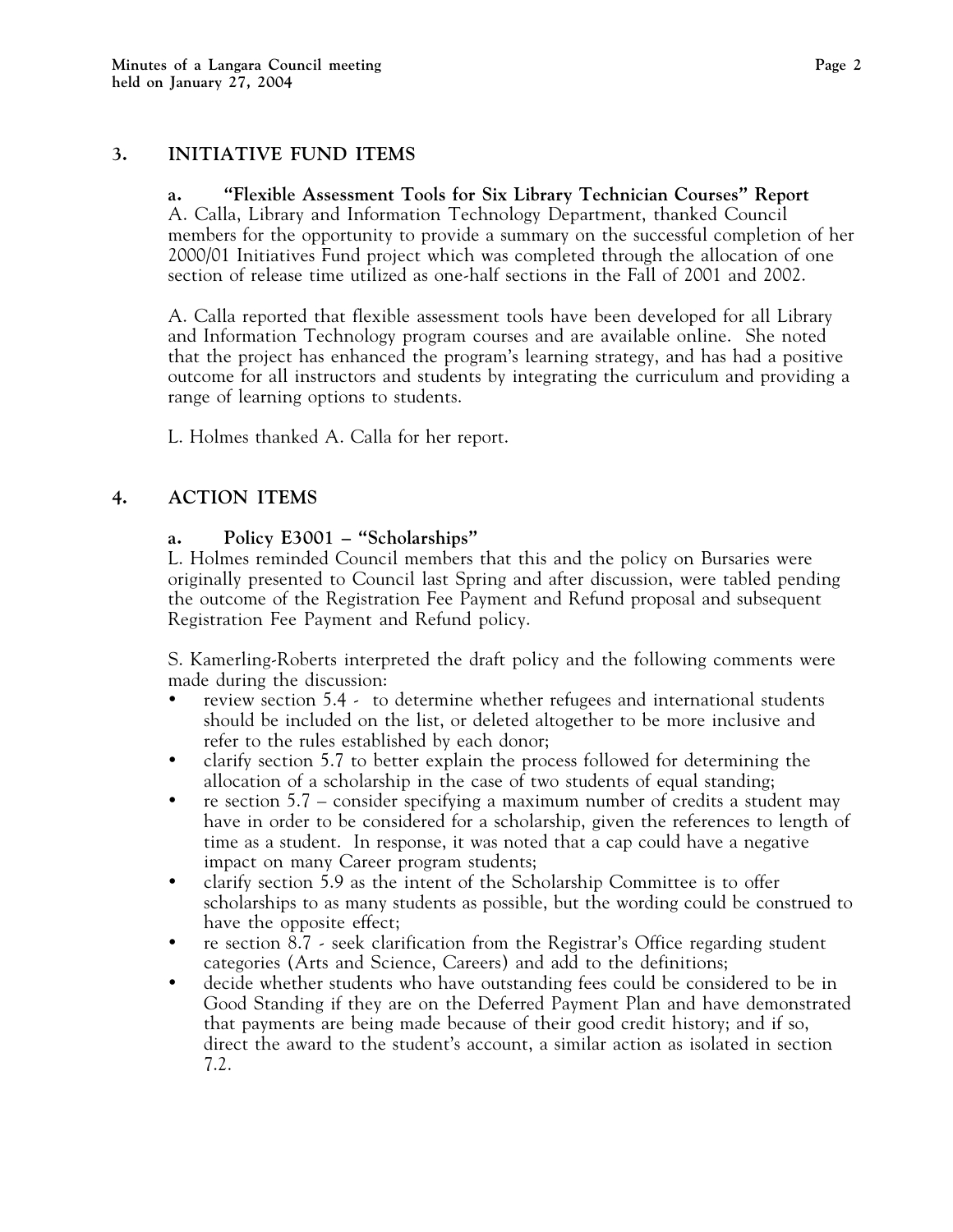## 3. INITIATIVE FUND ITEMS

### a. "Flexible Assessment Tools for Six Library Technician Courses" Report

A. Calla, Library and Information Technology Department, thanked Council members for the opportunity to provide a summary on the successful completion of her 2000/01 Initiatives Fund project which was completed through the allocation of one section of release time utilized as one-half sections in the Fall of 2001 and 2002.

A. Calla reported that flexible assessment tools have been developed for all Library and Information Technology program courses and are available online. She noted that the project has enhanced the program's learning strategy, and has had a positive outcome for all instructors and students by integrating the curriculum and providing a range of learning options to students.

L. Holmes thanked A. Calla for her report.

## 4. ACTION ITEMS

### a. Policy E3001 – "Scholarships"

L. Holmes reminded Council members that this and the policy on Bursaries were originally presented to Council last Spring and after discussion, were tabled pending the outcome of the Registration Fee Payment and Refund proposal and subsequent Registration Fee Payment and Refund policy.

S. Kamerling-Roberts interpreted the draft policy and the following comments were made during the discussion:

- review section 5.4 - to determine whether refugees and international students should be included on the list, or deleted altogether to be more inclusive and refer to the rules established by each donor;
- clarify section 5.7 to better explain the process followed for determining the allocation of a scholarship in the case of two students of equal standing;
- re section 5.7 – consider specifying a maximum number of credits a student may have in order to be considered for a scholarship, given the references to length of time as a student. In response, it was noted that a cap could have a negative impact on many Career program students;
- clarify section 5.9 as the intent of the Scholarship Committee is to offer scholarships to as many students as possible, but the wording could be construed to have the opposite effect;
- re section 8.7 - seek clarification from the Registrar's Office regarding student categories (Arts and Science, Careers) and add to the definitions;
- decide whether students who have outstanding fees could be considered to be in Good Standing if they are on the Deferred Payment Plan and have demonstrated that payments are being made because of their good credit history; and if so, direct the award to the student's account, a similar action as isolated in section 7.2.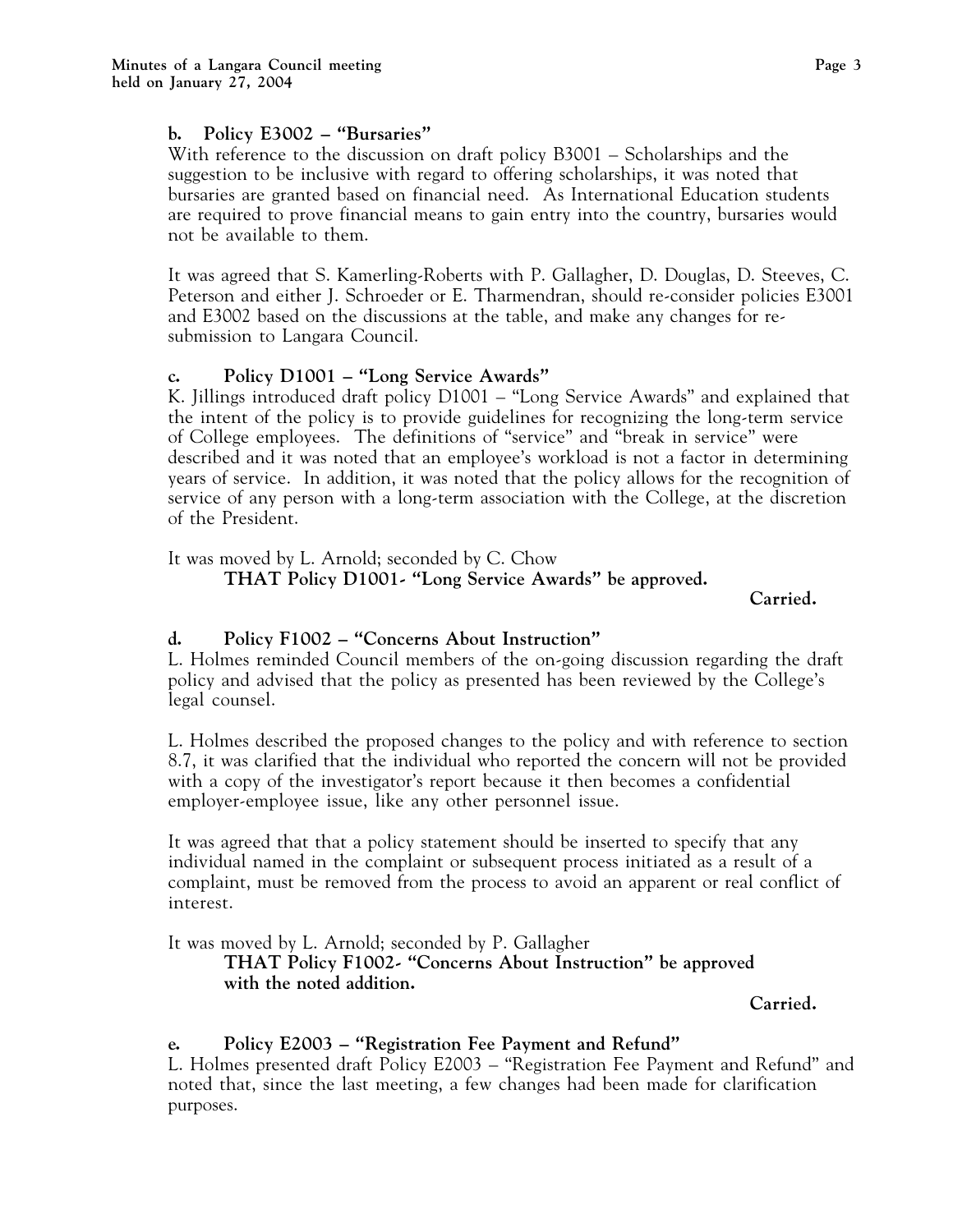**b. Policy E3002 – "Bursaries"**

With reference to the discussion on draft policy B3001 – Scholarships and the suggestion to be inclusive with regard to offering scholarships, it was noted that bursaries are granted based on financial need. As International Education students are required to prove financial means to gain entry into the country, bursaries would not be available to them.

It was agreed that S. Kamerling-Roberts with P. Gallagher, D. Douglas, D. Steeves, C. Peterson and either J. Schroeder or E. Tharmendran, should re-consider policies E3001 and E3002 based on the discussions at the table, and make any changes for re-submission to Langara Council.

**c. Policy D1001 – "Long Service Awards"**

K. Jillings introduced draft policy D1001 – "Long Service Awards" and explained that the intent of the policy is to provide guidelines for recognizing the long-term service of College employees. The definitions of "service" and "break in service" were described and it was noted that an employee's workload is not a factor in determining years of service. In addition, it was noted that the policy allows for the recognition of service of any person with a long-term association with the College, at the discretion of the President.

It was moved by L. Arnold; seconded by C. Chow

**THAT Policy D1001- "Long Service Awards" be approved.**

**Carried.**

**d. Policy F1002 – "Concerns About Instruction"**

L. Holmes reminded Council members of the on-going discussion regarding the draft policy and advised that the policy as presented has been reviewed by the College's legal counsel.

L. Holmes described the proposed changes to the policy and with reference to section 8.7, it was clarified that the individual who reported the concern will not be provided with a copy of the investigator's report because it then becomes a confidential employer-employee issue, like any other personnel issue.

It was agreed that that a policy statement should be inserted to specify that any individual named in the complaint or subsequent process initiated as a result of a complaint, must be removed from the process to avoid an apparent or real conflict of interest.

It was moved by L. Arnold; seconded by P. Gallagher

**THAT Policy F1002- "Concerns About Instruction" be approved with the noted addition.**

**Carried.**

**e. Policy E2003 – "Registration Fee Payment and Refund"**

L. Holmes presented draft Policy E2003 – "Registration Fee Payment and Refund" and noted that, since the last meeting, a few changes had been made for clarification purposes.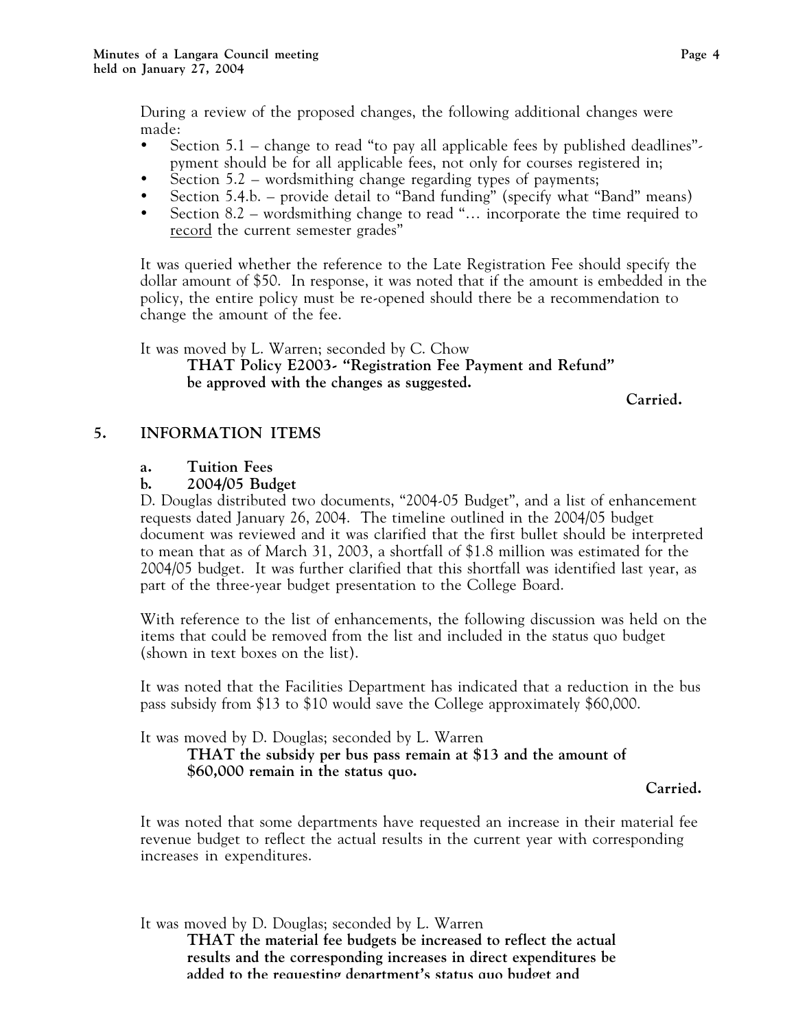During a review of the proposed changes, the following additional changes were made:

- Section 5.1 – change to read "to pay all applicable fees by published deadlines"- pyment should be for all applicable fees, not only for courses registered in;
- Section 5.2 – wordsmithing change regarding types of payments;
- Section 5.4.b. – provide detail to "Band funding" (specify what "Band" means)
- Section 8.2 – wordsmithing change to read "… incorporate the time required to record the current semester grades"

It was queried whether the reference to the Late Registration Fee should specify the dollar amount of $50. In response, it was noted that if the amount is embedded in the policy, the entire policy must be re-opened should there be a recommendation to change the amount of the fee.

It was moved by L. Warren; seconded by C. Chow

**THAT Policy E2003- "Registration Fee Payment and Refund" be approved with the changes as suggested.**

**Carried.**

## 5. INFORMATION ITEMS

### a. Tuition Fees

### b. 2004/05 Budget

D. Douglas distributed two documents, "2004-05 Budget", and a list of enhancement requests dated January 26, 2004. The timeline outlined in the 2004/05 budget document was reviewed and it was clarified that the first bullet should be interpreted to mean that as of March 31, 2003, a shortfall of $1.8 million was estimated for the 2004/05 budget. It was further clarified that this shortfall was identified last year, as part of the three-year budget presentation to the College Board.

With reference to the list of enhancements, the following discussion was held on the items that could be removed from the list and included in the status quo budget (shown in text boxes on the list).

It was noted that the Facilities Department has indicated that a reduction in the bus pass subsidy from $13 to $10 would save the College approximately $60,000.

It was moved by D. Douglas; seconded by L. Warren

**THAT the subsidy per bus pass remain at $13 and the amount of $60,000 remain in the status quo.**

**Carried.**

It was noted that some departments have requested an increase in their material fee revenue budget to reflect the actual results in the current year with corresponding increases in expenditures.

It was moved by D. Douglas; seconded by L. Warren

**THAT the material fee budgets be increased to reflect the actual results and the corresponding increases in direct expenditures be added to the requesting department's status quo budget and**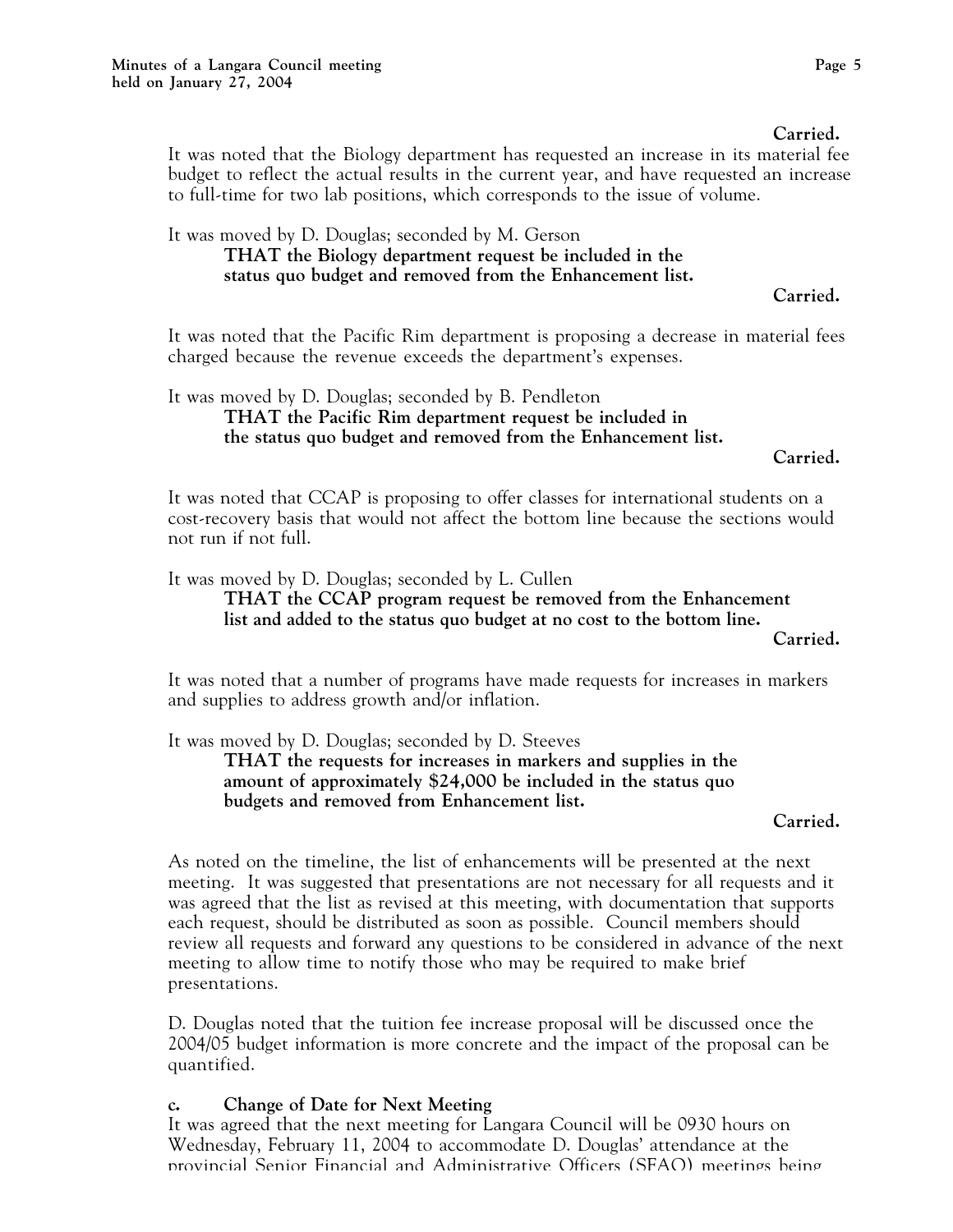**Carried.**

It was noted that the Biology department has requested an increase in its material fee budget to reflect the actual results in the current year, and have requested an increase to full-time for two lab positions, which corresponds to the issue of volume.

It was moved by D. Douglas; seconded by M. Gerson

**THAT the Biology department request be included in the status quo budget and removed from the Enhancement list.**

**Carried.**

It was noted that the Pacific Rim department is proposing a decrease in material fees charged because the revenue exceeds the department's expenses.

It was moved by D. Douglas; seconded by B. Pendleton

**THAT the Pacific Rim department request be included in the status quo budget and removed from the Enhancement list.**

**Carried.**

It was noted that CCAP is proposing to offer classes for international students on a cost-recovery basis that would not affect the bottom line because the sections would not run if not full.

It was moved by D. Douglas; seconded by L. Cullen

**THAT the CCAP program request be removed from the Enhancement list and added to the status quo budget at no cost to the bottom line.**

**Carried.**

It was noted that a number of programs have made requests for increases in markers and supplies to address growth and/or inflation.

It was moved by D. Douglas; seconded by D. Steeves

**THAT the requests for increases in markers and supplies in the amount of approximately $24,000 be included in the status quo budgets and removed from Enhancement list.**

**Carried.**

As noted on the timeline, the list of enhancements will be presented at the next meeting. It was suggested that presentations are not necessary for all requests and it was agreed that the list as revised at this meeting, with documentation that supports each request, should be distributed as soon as possible. Council members should review all requests and forward any questions to be considered in advance of the next meeting to allow time to notify those who may be required to make brief presentations.

D. Douglas noted that the tuition fee increase proposal will be discussed once the 2004/05 budget information is more concrete and the impact of the proposal can be quantified.

### c. Change of Date for Next Meeting

It was agreed that the next meeting for Langara Council will be 0930 hours on Wednesday, February 11, 2004 to accommodate D. Douglas' attendance at the provincial Senior Financial and Administrative Officers (SFAO) meetings being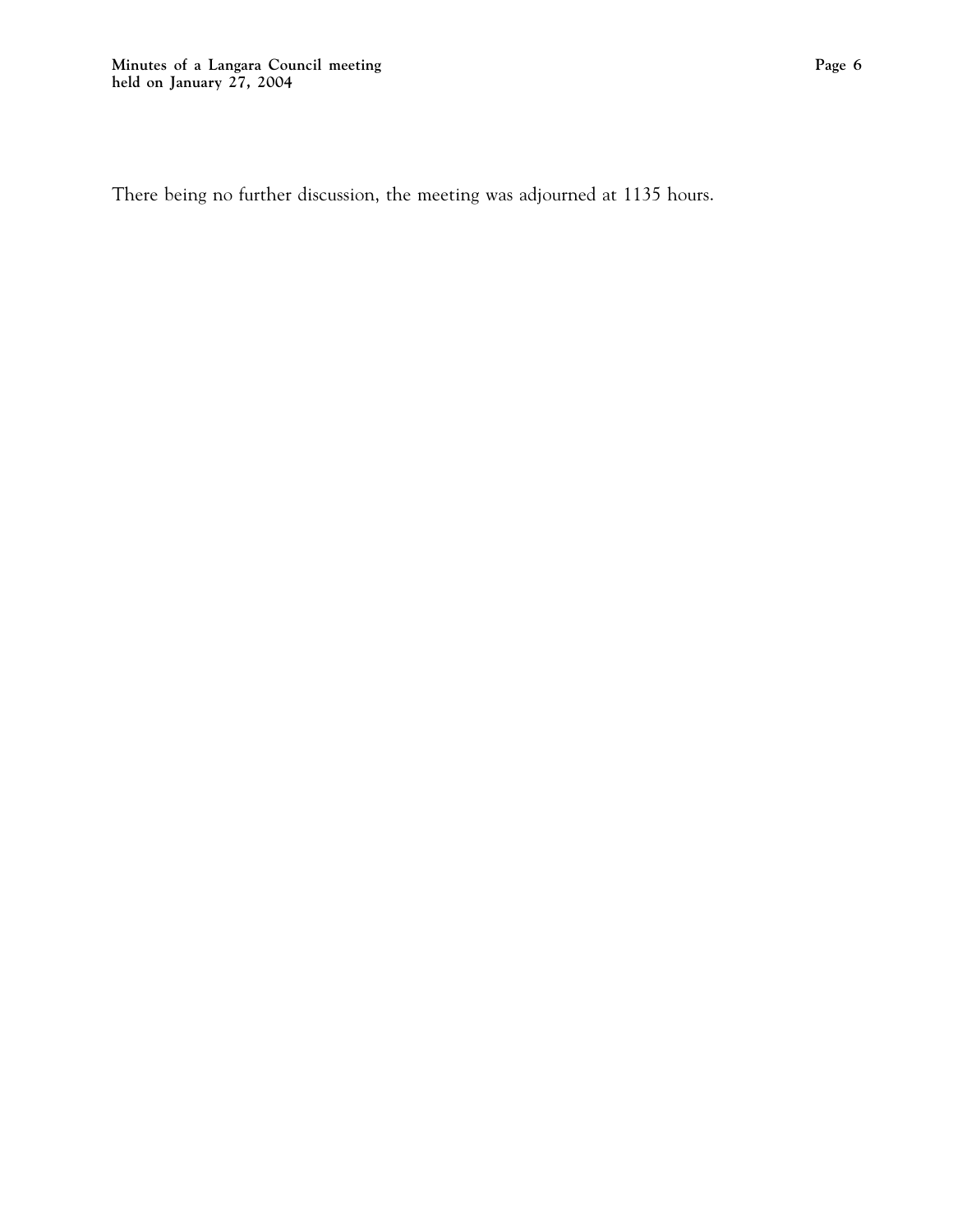There being no further discussion, the meeting was adjourned at 1135 hours.